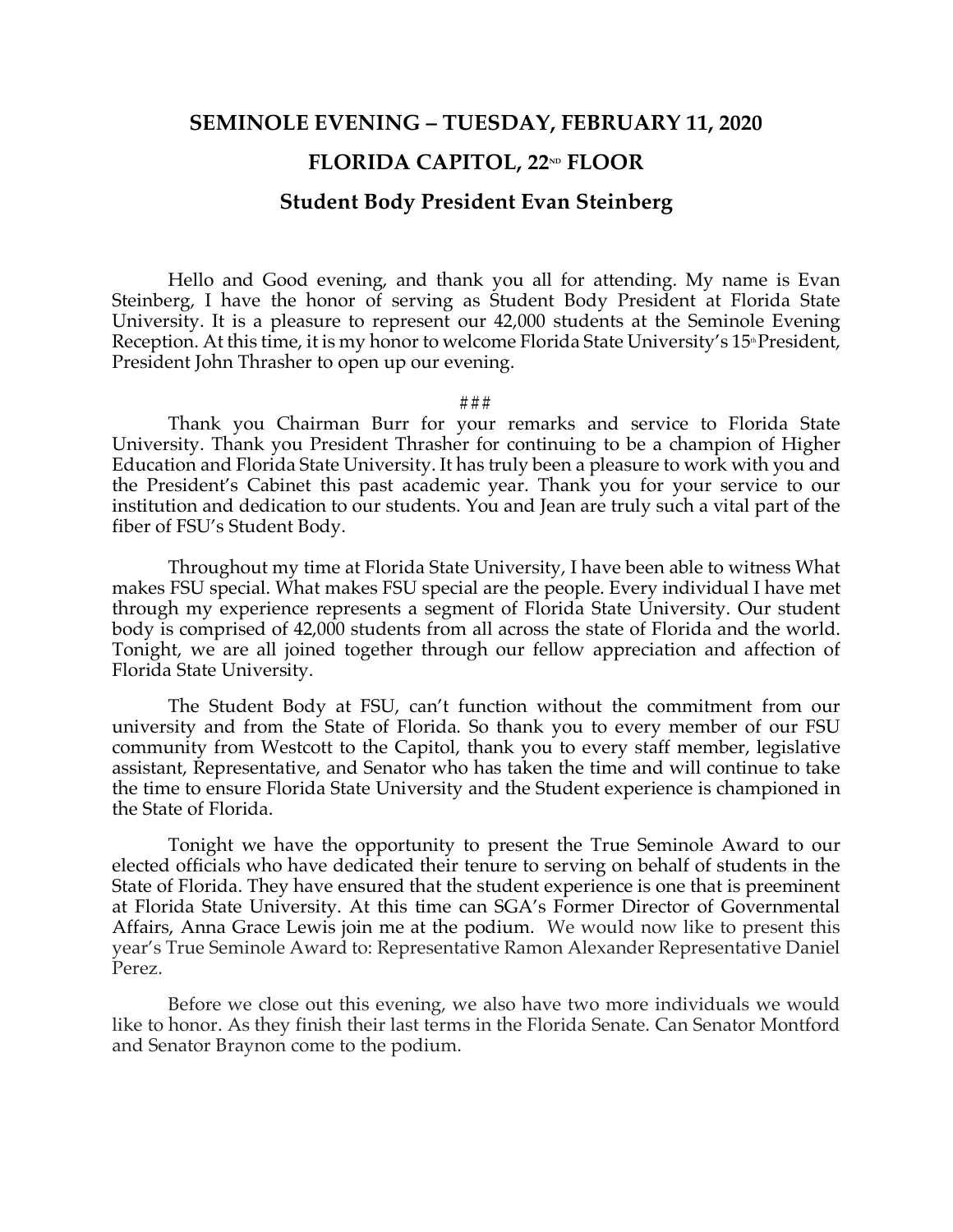# SEMINOLE EVENING – TUESDAY, FEBRUARY 11, 2020

# FLORIDA CAPITOL, 22ND FLOOR

## Student Body President Evan Steinberg

Hello and Good evening, and thank you all for attending. My name is Evan Steinberg, I have the honor of serving as Student Body President at Florida State University. It is a pleasure to represent our 42,000 students at the Seminole Evening Reception. At this time, it is my honor to welcome Florida State University's 15th President, President John Thrasher to open up our evening.

###

Thank you Chairman Burr for your remarks and service to Florida State University. Thank you President Thrasher for continuing to be a champion of Higher Education and Florida State University. It has truly been a pleasure to work with you and the President's Cabinet this past academic year. Thank you for your service to our institution and dedication to our students. You and Jean are truly such a vital part of the fiber of FSU's Student Body.

Throughout my time at Florida State University, I have been able to witness What makes FSU special. What makes FSU special are the people. Every individual I have met through my experience represents a segment of Florida State University. Our student body is comprised of 42,000 students from all across the state of Florida and the world. Tonight, we are all joined together through our fellow appreciation and affection of Florida State University.

The Student Body at FSU, can't function without the commitment from our university and from the State of Florida. So thank you to every member of our FSU community from Westcott to the Capitol, thank you to every staff member, legislative assistant, Representative, and Senator who has taken the time and will continue to take the time to ensure Florida State University and the Student experience is championed in the State of Florida.

Tonight we have the opportunity to present the True Seminole Award to our elected officials who have dedicated their tenure to serving on behalf of students in the State of Florida. They have ensured that the student experience is one that is preeminent at Florida State University. At this time can SGA's Former Director of Governmental Affairs, Anna Grace Lewis join me at the podium. We would now like to present this year's True Seminole Award to: Representative Ramon Alexander Representative Daniel Perez.

Before we close out this evening, we also have two more individuals we would like to honor. As they finish their last terms in the Florida Senate. Can Senator Montford and Senator Braynon come to the podium.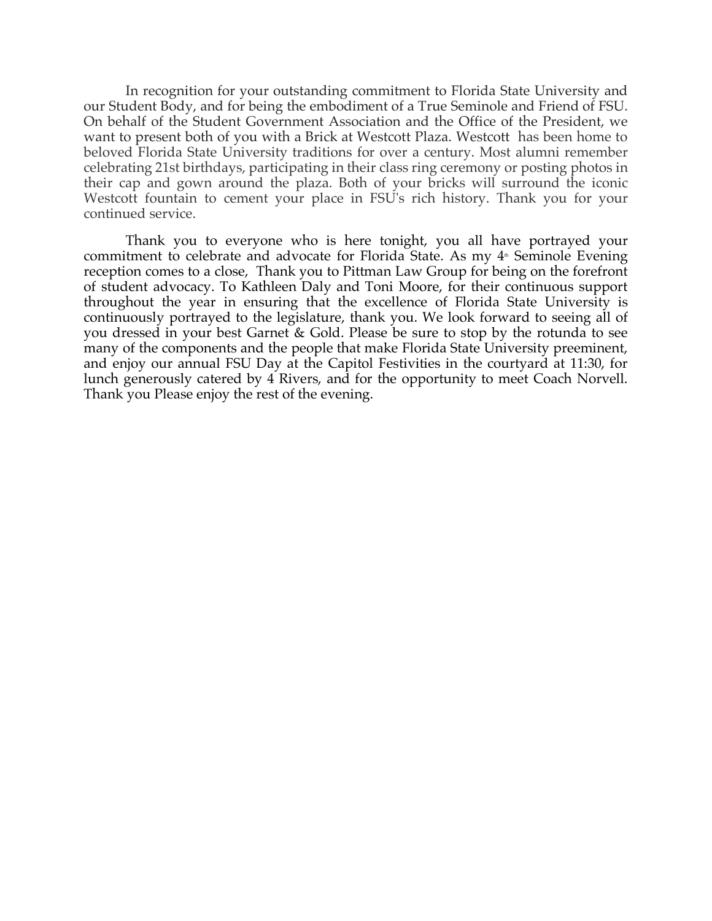In recognition for your outstanding commitment to Florida State University and our Student Body, and for being the embodiment of a True Seminole and Friend of FSU. On behalf of the Student Government Association and the Office of the President, we want to present both of you with a Brick at Westcott Plaza. Westcott has been home to beloved Florida State University traditions for over a century. Most alumni remember celebrating 21st birthdays, participating in their class ring ceremony or posting photos in their cap and gown around the plaza. Both of your bricks will surround the iconic Westcott fountain to cement your place in FSU's rich history. Thank you for your continued service.

Thank you to everyone who is here tonight, you all have portrayed your commitment to celebrate and advocate for Florida State. As my 4th Seminole Evening reception comes to a close, Thank you to Pittman Law Group for being on the forefront of student advocacy. To Kathleen Daly and Toni Moore, for their continuous support throughout the year in ensuring that the excellence of Florida State University is continuously portrayed to the legislature, thank you. We look forward to seeing all of you dressed in your best Garnet & Gold. Please be sure to stop by the rotunda to see many of the components and the people that make Florida State University preeminent, and enjoy our annual FSU Day at the Capitol Festivities in the courtyard at 11:30, for lunch generously catered by 4 Rivers, and for the opportunity to meet Coach Norvell. Thank you Please enjoy the rest of the evening.